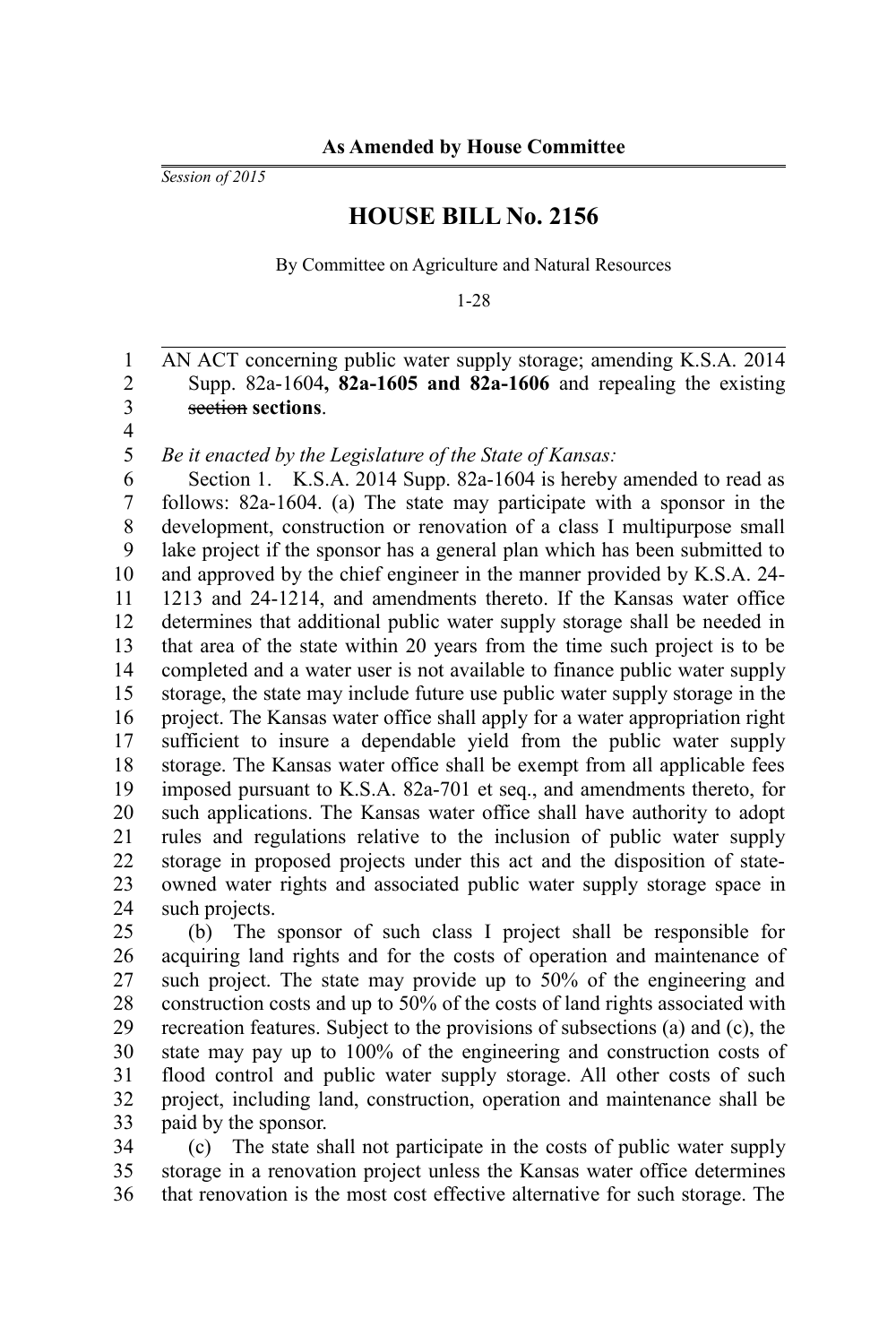**As Amended by House Committee**

*Session of 2015*

# HOUSE BILL No. 2156

By Committee on Agriculture and Natural Resources

1-28

AN ACT concerning public water supply storage; amending K.S.A. 2014 Supp. 82a-1604**, 82a-1605 and 82a-1606** and repealing the existing ~~section~~ **sections**.

*Be it enacted by the Legislature of the State of Kansas:*

Section 1. K.S.A. 2014 Supp. 82a-1604 is hereby amended to read as follows: 82a-1604. (a) The state may participate with a sponsor in the development, construction or renovation of a class I multipurpose small lake project if the sponsor has a general plan which has been submitted to and approved by the chief engineer in the manner provided by K.S.A. 24-1213 and 24-1214, and amendments thereto. If the Kansas water office determines that additional public water supply storage shall be needed in that area of the state within 20 years from the time such project is to be completed and a water user is not available to finance public water supply storage, the state may include future use public water supply storage in the project. The Kansas water office shall apply for a water appropriation right sufficient to insure a dependable yield from the public water supply storage. The Kansas water office shall be exempt from all applicable fees imposed pursuant to K.S.A. 82a-701 et seq., and amendments thereto, for such applications. The Kansas water office shall have authority to adopt rules and regulations relative to the inclusion of public water supply storage in proposed projects under this act and the disposition of state-owned water rights and associated public water supply storage space in such projects.

(b) The sponsor of such class I project shall be responsible for acquiring land rights and for the costs of operation and maintenance of such project. The state may provide up to 50% of the engineering and construction costs and up to 50% of the costs of land rights associated with recreation features. Subject to the provisions of subsections (a) and (c), the state may pay up to 100% of the engineering and construction costs of flood control and public water supply storage. All other costs of such project, including land, construction, operation and maintenance shall be paid by the sponsor.

(c) The state shall not participate in the costs of public water supply storage in a renovation project unless the Kansas water office determines that renovation is the most cost effective alternative for such storage. The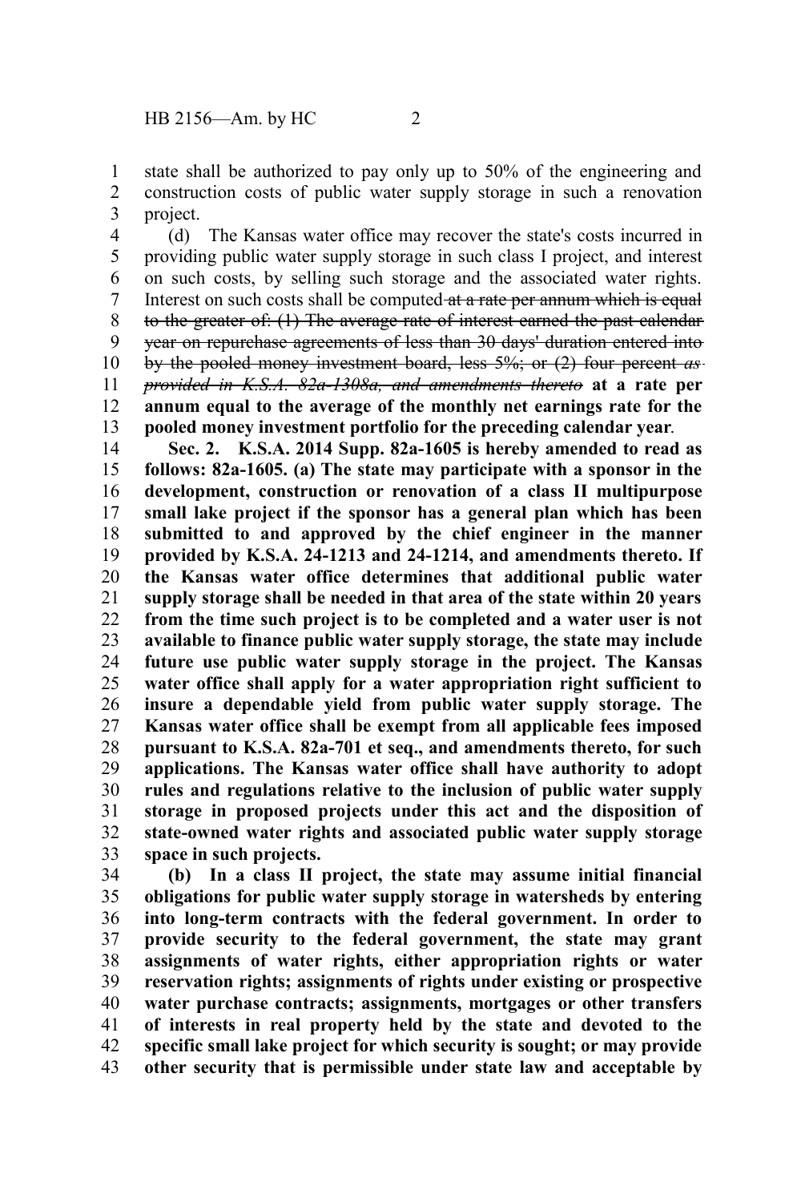state shall be authorized to pay only up to 50% of the engineering and construction costs of public water supply storage in such a renovation project.

(d) The Kansas water office may recover the state's costs incurred in providing public water supply storage in such class I project, and interest on such costs, by selling such storage and the associated water rights. Interest on such costs shall be computed ~~at a rate per annum which is equal to the greater of: (1) The average rate of interest earned the past calendar year on repurchase agreements of less than 30 days' duration entered into by the pooled money investment board, less 5%; or (2) four percent~~ ~~*as provided in K.S.A. 82a-1308a, and amendments thereto*~~ **at a rate per annum equal to the average of the monthly net earnings rate for the pooled money investment portfolio for the preceding calendar year**.

**Sec. 2. K.S.A. 2014 Supp. 82a-1605 is hereby amended to read as follows: 82a-1605. (a) The state may participate with a sponsor in the development, construction or renovation of a class II multipurpose small lake project if the sponsor has a general plan which has been submitted to and approved by the chief engineer in the manner provided by K.S.A. 24-1213 and 24-1214, and amendments thereto. If the Kansas water office determines that additional public water supply storage shall be needed in that area of the state within 20 years from the time such project is to be completed and a water user is not available to finance public water supply storage, the state may include future use public water supply storage in the project. The Kansas water office shall apply for a water appropriation right sufficient to insure a dependable yield from public water supply storage. The Kansas water office shall be exempt from all applicable fees imposed pursuant to K.S.A. 82a-701 et seq., and amendments thereto, for such applications. The Kansas water office shall have authority to adopt rules and regulations relative to the inclusion of public water supply storage in proposed projects under this act and the disposition of state-owned water rights and associated public water supply storage space in such projects.**

**(b) In a class II project, the state may assume initial financial obligations for public water supply storage in watersheds by entering into long-term contracts with the federal government. In order to provide security to the federal government, the state may grant assignments of water rights, either appropriation rights or water reservation rights; assignments of rights under existing or prospective water purchase contracts; assignments, mortgages or other transfers of interests in real property held by the state and devoted to the specific small lake project for which security is sought; or may provide other security that is permissible under state law and acceptable by**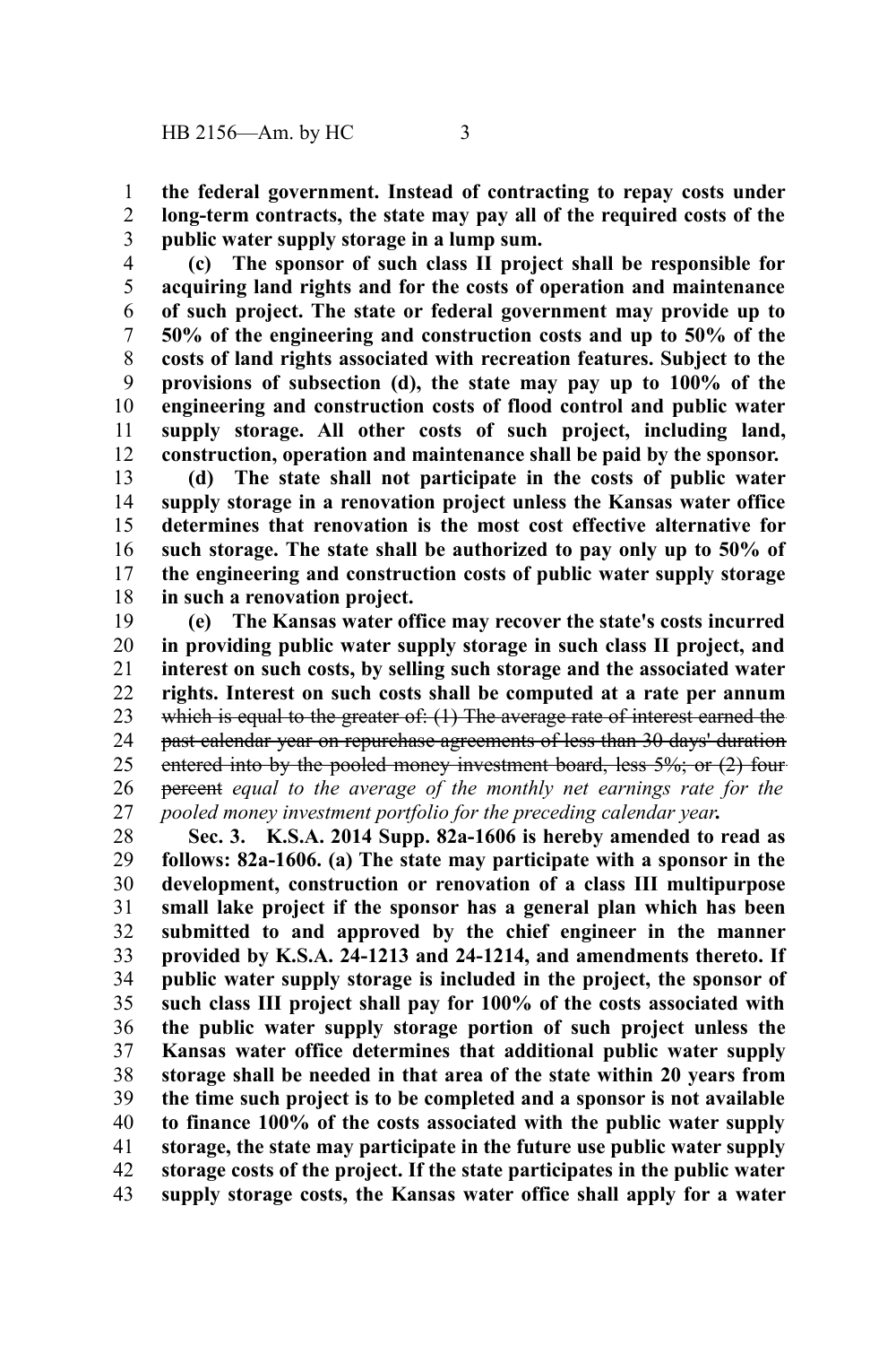**the federal government. Instead of contracting to repay costs under long-term contracts, the state may pay all of the required costs of the public water supply storage in a lump sum.**

**(c) The sponsor of such class II project shall be responsible for acquiring land rights and for the costs of operation and maintenance of such project. The state or federal government may provide up to 50% of the engineering and construction costs and up to 50% of the costs of land rights associated with recreation features. Subject to the provisions of subsection (d), the state may pay up to 100% of the engineering and construction costs of flood control and public water supply storage. All other costs of such project, including land, construction, operation and maintenance shall be paid by the sponsor.**

**(d) The state shall not participate in the costs of public water supply storage in a renovation project unless the Kansas water office determines that renovation is the most cost effective alternative for such storage. The state shall be authorized to pay only up to 50% of the engineering and construction costs of public water supply storage in such a renovation project.**

**(e) The Kansas water office may recover the state's costs incurred in providing public water supply storage in such class II project, and interest on such costs, by selling such storage and the associated water rights. Interest on such costs shall be computed at a rate per annum** ~~which is equal to the greater of: (1) The average rate of interest earned the past calendar year on repurchase agreements of less than 30 days' duration entered into by the pooled money investment board, less 5%; or (2) four percent~~ *equal to the average of the monthly net earnings rate for the pooled money investment portfolio for the preceding calendar year***.**

**Sec. 3. K.S.A. 2014 Supp. 82a-1606 is hereby amended to read as follows: 82a-1606. (a) The state may participate with a sponsor in the development, construction or renovation of a class III multipurpose small lake project if the sponsor has a general plan which has been submitted to and approved by the chief engineer in the manner provided by K.S.A. 24-1213 and 24-1214, and amendments thereto. If public water supply storage is included in the project, the sponsor of such class III project shall pay for 100% of the costs associated with the public water supply storage portion of such project unless the Kansas water office determines that additional public water supply storage shall be needed in that area of the state within 20 years from the time such project is to be completed and a sponsor is not available to finance 100% of the costs associated with the public water supply storage, the state may participate in the future use public water supply storage costs of the project. If the state participates in the public water supply storage costs, the Kansas water office shall apply for a water**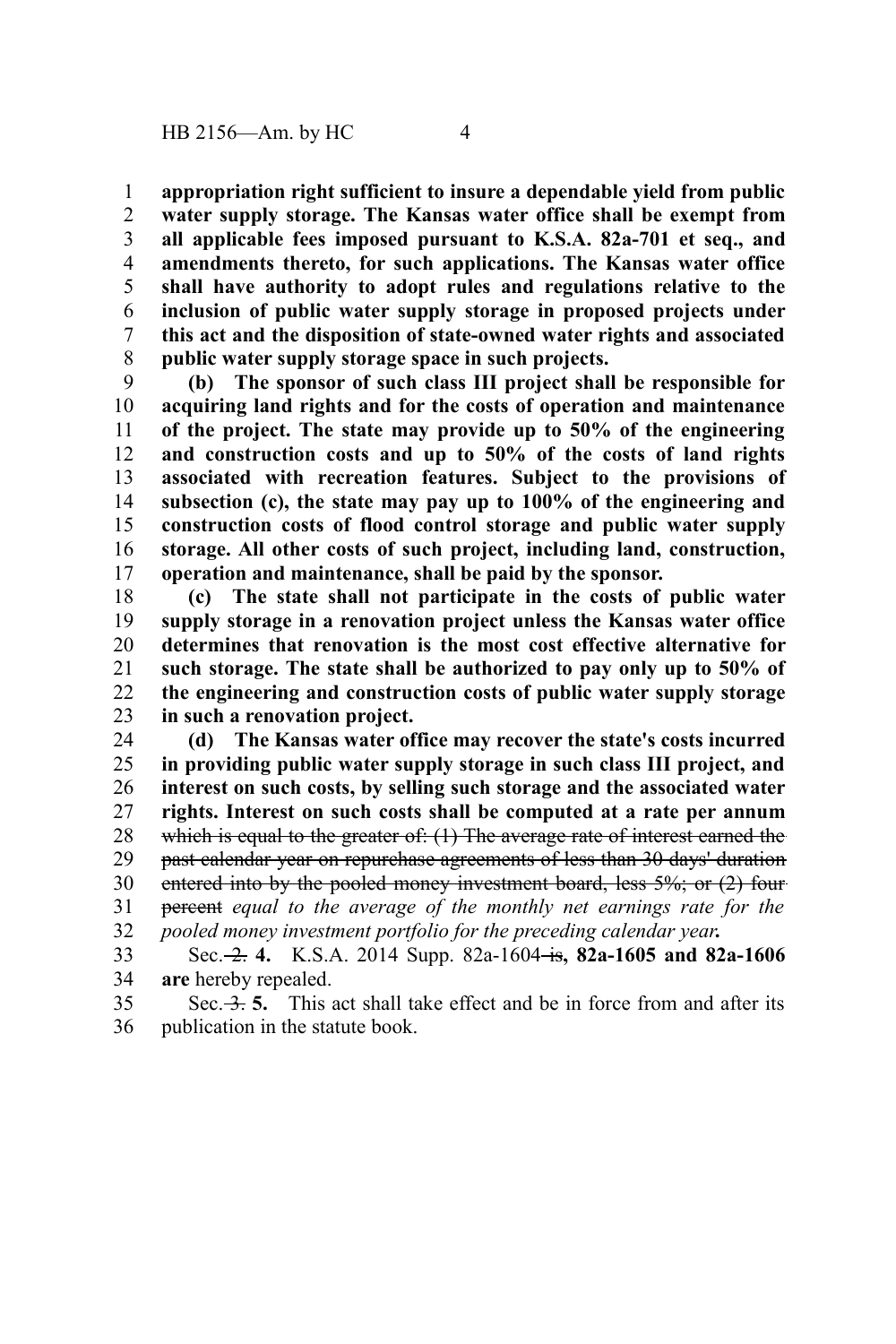**appropriation right sufficient to insure a dependable yield from public water supply storage. The Kansas water office shall be exempt from all applicable fees imposed pursuant to K.S.A. 82a-701 et seq., and amendments thereto, for such applications. The Kansas water office shall have authority to adopt rules and regulations relative to the inclusion of public water supply storage in proposed projects under this act and the disposition of state-owned water rights and associated public water supply storage space in such projects.**

**(b) The sponsor of such class III project shall be responsible for acquiring land rights and for the costs of operation and maintenance of the project. The state may provide up to 50% of the engineering and construction costs and up to 50% of the costs of land rights associated with recreation features. Subject to the provisions of subsection (c), the state may pay up to 100% of the engineering and construction costs of flood control storage and public water supply storage. All other costs of such project, including land, construction, operation and maintenance, shall be paid by the sponsor.**

**(c) The state shall not participate in the costs of public water supply storage in a renovation project unless the Kansas water office determines that renovation is the most cost effective alternative for such storage. The state shall be authorized to pay only up to 50% of the engineering and construction costs of public water supply storage in such a renovation project.**

**(d) The Kansas water office may recover the state's costs incurred in providing public water supply storage in such class III project, and interest on such costs, by selling such storage and the associated water rights. Interest on such costs shall be computed at a rate per annum** ~~which is equal to the greater of: (1) The average rate of interest earned the past calendar year on repurchase agreements of less than 30 days' duration entered into by the pooled money investment board, less 5%; or (2) four percent~~ *equal to the average of the monthly net earnings rate for the pooled money investment portfolio for the preceding calendar year***.**

Sec. ~~2.~~ **4.** K.S.A. 2014 Supp. 82a-1604 ~~is~~**, 82a-1605 and 82a-1606 are** hereby repealed.

Sec. ~~3.~~ **5.** This act shall take effect and be in force from and after its publication in the statute book.